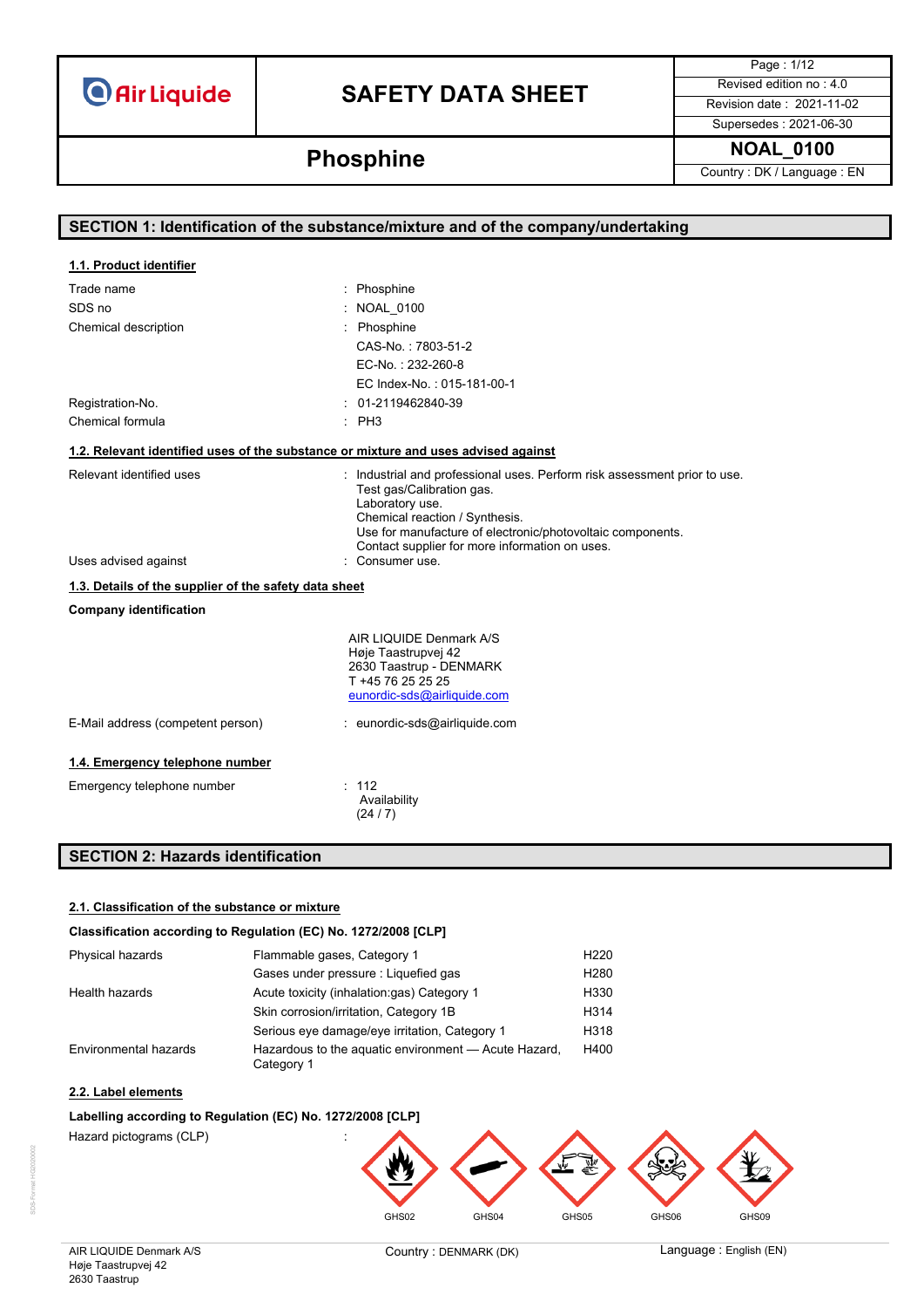# SAFETY DATA SHEET

## Phosphine

NOAL_0100

Revised edition no : 4.0
Revision date : 2021-11-02
Supersedes : 2021-06-30
Country : DK / Language : EN

## SECTION 1: Identification of the substance/mixture and of the company/undertaking

### 1.1. Product identifier

| | |
|---|---|
| Trade name | : Phosphine |
| SDS no | : NOAL_0100 |
| Chemical description | : Phosphine<br>CAS-No. : 7803-51-2<br>EC-No. : 232-260-8<br>EC Index-No. : 015-181-00-1 |
| Registration-No. | : 01-2119462840-39 |
| Chemical formula | : $PH_3$ |

### 1.2. Relevant identified uses of the substance or mixture and uses advised against

| | |
|---|---|
| Relevant identified uses | : Industrial and professional uses. Perform risk assessment prior to use.<br>Test gas/Calibration gas.<br>Laboratory use.<br>Chemical reaction / Synthesis.<br>Use for manufacture of electronic/photovoltaic components.<br>Contact supplier for more information on uses. |
| Uses advised against | : Consumer use. |

### 1.3. Details of the supplier of the safety data sheet

**Company identification**

AIR LIQUIDE Denmark A/S
Høje Taastrupvej 42
2630 Taastrup - DENMARK
T +45 76 25 25 25
eunordic-sds@airliquide.com

E-Mail address (competent person) : eunordic-sds@airliquide.com

### 1.4. Emergency telephone number

Emergency telephone number : 112
Availability
(24 / 7)

## SECTION 2: Hazards identification

### 2.1. Classification of the substance or mixture

**Classification according to Regulation (EC) No. 1272/2008 [CLP]**

| | | |
|---|---|---|
| Physical hazards | Flammable gases, Category 1 | H220 |
| | Gases under pressure : Liquefied gas | H280 |
| Health hazards | Acute toxicity (inhalation:gas) Category 1 | H330 |
| | Skin corrosion/irritation, Category 1B | H314 |
| | Serious eye damage/eye irritation, Category 1 | H318 |
| Environmental hazards | Hazardous to the aquatic environment — Acute Hazard, Category 1 | H400 |

### 2.2. Label elements

**Labelling according to Regulation (EC) No. 1272/2008 [CLP]**

Hazard pictograms (CLP) :

GHS02 GHS04 GHS05 GHS06 GHS09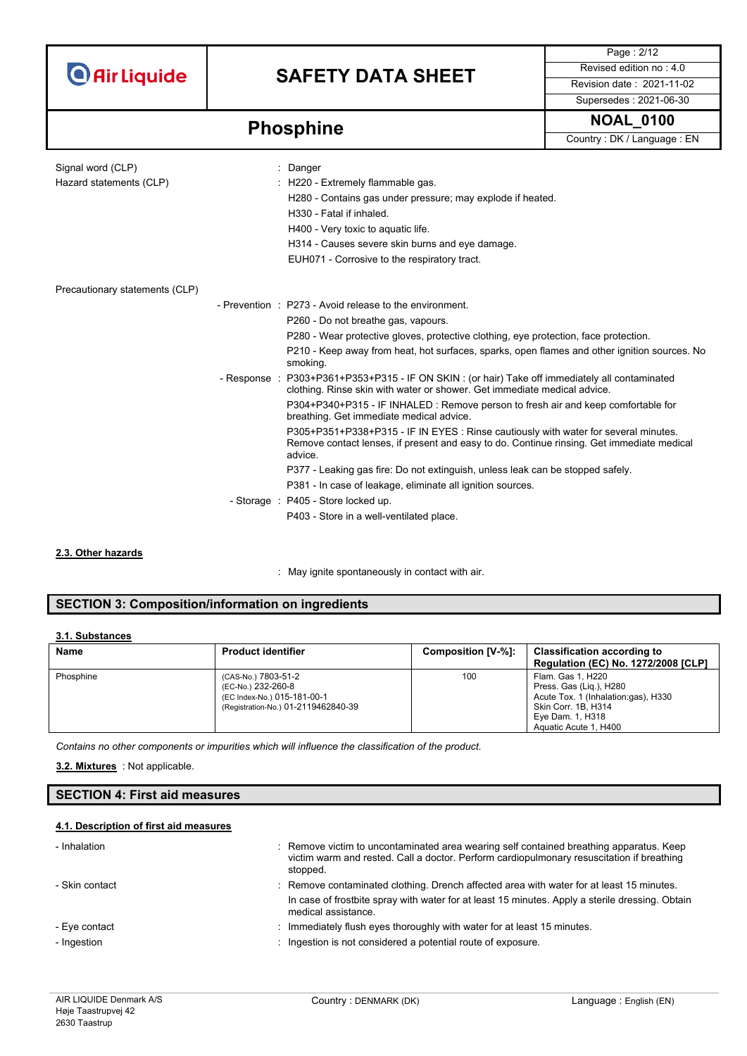Signal word (CLP) : Danger

Hazard statements (CLP) : H220 - Extremely flammable gas.
H280 - Contains gas under pressure; may explode if heated.
H330 - Fatal if inhaled.
H400 - Very toxic to aquatic life.
H314 - Causes severe skin burns and eye damage.
EUH071 - Corrosive to the respiratory tract.

Precautionary statements (CLP)

- Prevention : P273 - Avoid release to the environment.
P260 - Do not breathe gas, vapours.
P280 - Wear protective gloves, protective clothing, eye protection, face protection.
P210 - Keep away from heat, hot surfaces, sparks, open flames and other ignition sources. No smoking.

- Response : P303+P361+P353+P315 - IF ON SKIN : (or hair) Take off immediately all contaminated clothing. Rinse skin with water or shower. Get immediate medical advice.
P304+P340+P315 - IF INHALED : Remove person to fresh air and keep comfortable for breathing. Get immediate medical advice.
P305+P351+P338+P315 - IF IN EYES : Rinse cautiously with water for several minutes. Remove contact lenses, if present and easy to do. Continue rinsing. Get immediate medical advice.
P377 - Leaking gas fire: Do not extinguish, unless leak can be stopped safely.
P381 - In case of leakage, eliminate all ignition sources.

- Storage : P405 - Store locked up.
P403 - Store in a well-ventilated place.

### 2.3. Other hazards

: May ignite spontaneously in contact with air.

## SECTION 3: Composition/information on ingredients

### 3.1. Substances

| Name | Product identifier | Composition [V-%]: | Classification according to Regulation (EC) No. 1272/2008 [CLP] |
|---|---|---|---|
| Phosphine | (CAS-No.) 7803-51-2<br>(EC-No.) 232-260-8<br>(EC Index-No.) 015-181-00-1<br>(Registration-No.) 01-2119462840-39 | 100 | Flam. Gas 1, H220<br>Press. Gas (Liq.), H280<br>Acute Tox. 1 (Inhalation:gas), H330<br>Skin Corr. 1B, H314<br>Eye Dam. 1, H318<br>Aquatic Acute 1, H400 |

*Contains no other components or impurities which will influence the classification of the product.*

**3.2. Mixtures** : Not applicable.

## SECTION 4: First aid measures

### 4.1. Description of first aid measures

- Inhalation : Remove victim to uncontaminated area wearing self contained breathing apparatus. Keep victim warm and rested. Call a doctor. Perform cardiopulmonary resuscitation if breathing stopped.
- Skin contact : Remove contaminated clothing. Drench affected area with water for at least 15 minutes.
In case of frostbite spray with water for at least 15 minutes. Apply a sterile dressing. Obtain medical assistance.
- Eye contact : Immediately flush eyes thoroughly with water for at least 15 minutes.
- Ingestion : Ingestion is not considered a potential route of exposure.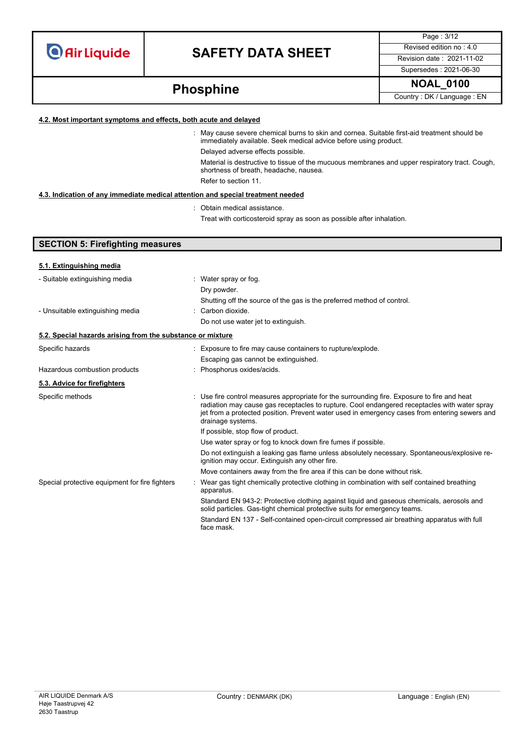#### 4.2. Most important symptoms and effects, both acute and delayed

: May cause severe chemical burns to skin and cornea. Suitable first-aid treatment should be immediately available. Seek medical advice before using product.

Delayed adverse effects possible.

Material is destructive to tissue of the mucuous membranes and upper respiratory tract. Cough, shortness of breath, headache, nausea.

Refer to section 11.

#### 4.3. Indication of any immediate medical attention and special treatment needed

: Obtain medical assistance.

Treat with corticosteroid spray as soon as possible after inhalation.

## SECTION 5: Firefighting measures

#### 5.1. Extinguishing media

| | |
|---|---|
| - Suitable extinguishing media | : Water spray or fog.<br>Dry powder.<br>Shutting off the source of the gas is the preferred method of control. |
| - Unsuitable extinguishing media | : Carbon dioxide.<br>Do not use water jet to extinguish. |

#### 5.2. Special hazards arising from the substance or mixture

| | |
|---|---|
| Specific hazards | : Exposure to fire may cause containers to rupture/explode.<br>Escaping gas cannot be extinguished. |
| Hazardous combustion products | : Phosphorus oxides/acids. |

#### 5.3. Advice for firefighters

| | |
|---|---|
| Specific methods | : Use fire control measures appropriate for the surrounding fire. Exposure to fire and heat radiation may cause gas receptacles to rupture. Cool endangered receptacles with water spray jet from a protected position. Prevent water used in emergency cases from entering sewers and drainage systems.<br>If possible, stop flow of product.<br>Use water spray or fog to knock down fire fumes if possible.<br>Do not extinguish a leaking gas flame unless absolutely necessary. Spontaneous/explosive re-ignition may occur. Extinguish any other fire.<br>Move containers away from the fire area if this can be done without risk. |
| Special protective equipment for fire fighters | : Wear gas tight chemically protective clothing in combination with self contained breathing apparatus.<br>Standard EN 943-2: Protective clothing against liquid and gaseous chemicals, aerosols and solid particles. Gas-tight chemical protective suits for emergency teams.<br>Standard EN 137 - Self-contained open-circuit compressed air breathing apparatus with full face mask. |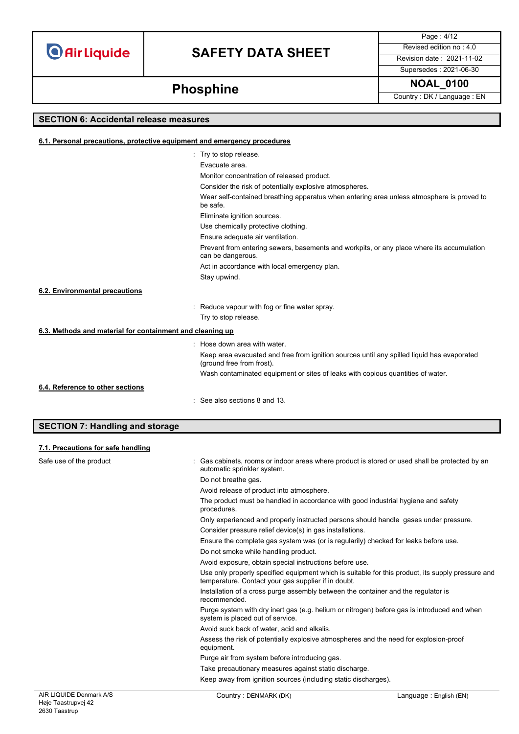## SECTION 6: Accidental release measures

### 6.1. Personal precautions, protective equipment and emergency procedures

: Try to stop release.
Evacuate area.
Monitor concentration of released product.
Consider the risk of potentially explosive atmospheres.
Wear self-contained breathing apparatus when entering area unless atmosphere is proved to be safe.
Eliminate ignition sources.
Use chemically protective clothing.
Ensure adequate air ventilation.
Prevent from entering sewers, basements and workpits, or any place where its accumulation can be dangerous.
Act in accordance with local emergency plan.
Stay upwind.

### 6.2. Environmental precautions

: Reduce vapour with fog or fine water spray.
Try to stop release.

### 6.3. Methods and material for containment and cleaning up

: Hose down area with water.
Keep area evacuated and free from ignition sources until any spilled liquid has evaporated (ground free from frost).
Wash contaminated equipment or sites of leaks with copious quantities of water.

### 6.4. Reference to other sections

: See also sections 8 and 13.

## SECTION 7: Handling and storage

### 7.1. Precautions for safe handling

Safe use of the product : Gas cabinets, rooms or indoor areas where product is stored or used shall be protected by an automatic sprinkler system.
Do not breathe gas.
Avoid release of product into atmosphere.
The product must be handled in accordance with good industrial hygiene and safety procedures.
Only experienced and properly instructed persons should handle gases under pressure.
Consider pressure relief device(s) in gas installations.
Ensure the complete gas system was (or is regularily) checked for leaks before use.
Do not smoke while handling product.
Avoid exposure, obtain special instructions before use.
Use only properly specified equipment which is suitable for this product, its supply pressure and temperature. Contact your gas supplier if in doubt.
Installation of a cross purge assembly between the container and the regulator is recommended.
Purge system with dry inert gas (e.g. helium or nitrogen) before gas is introduced and when system is placed out of service.
Avoid suck back of water, acid and alkalis.
Assess the risk of potentially explosive atmospheres and the need for explosion-proof equipment.
Purge air from system before introducing gas.
Take precautionary measures against static discharge.
Keep away from ignition sources (including static discharges).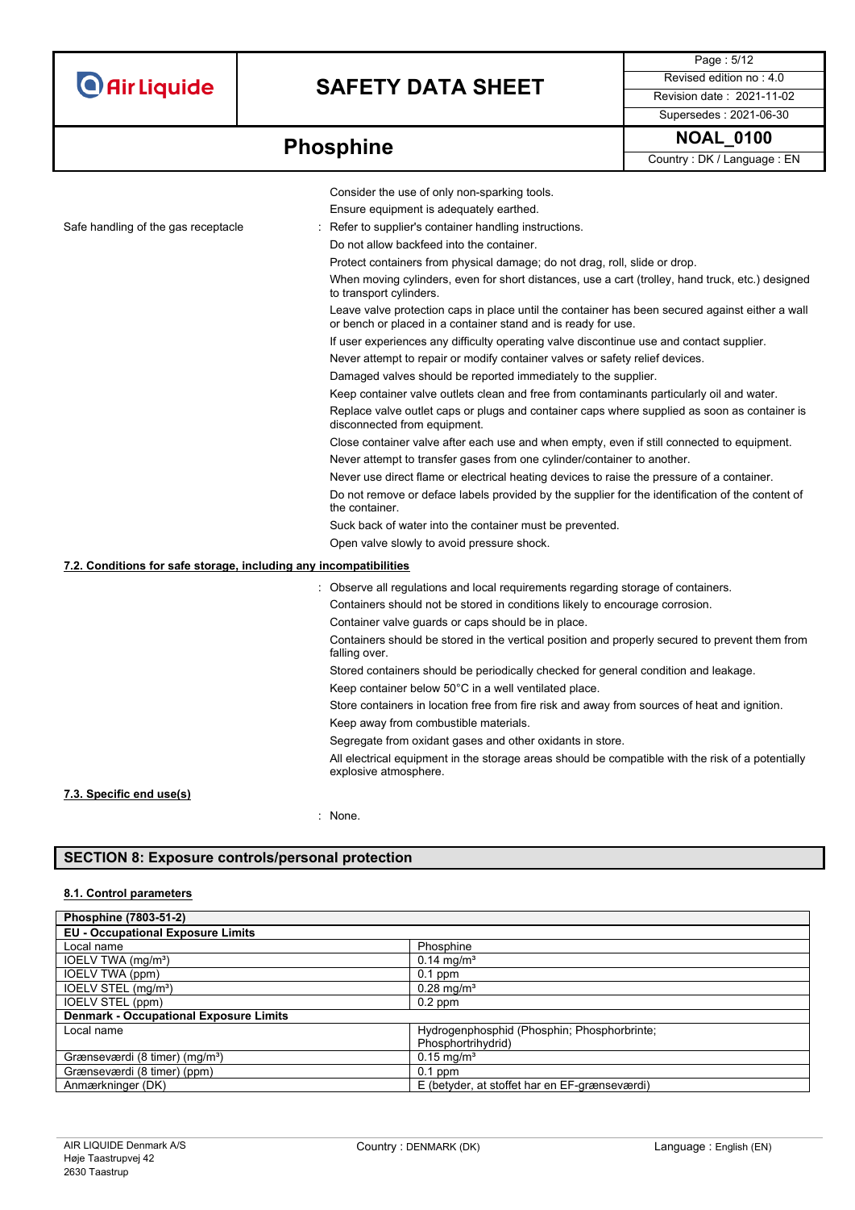Consider the use of only non-sparking tools.

Ensure equipment is adequately earthed.

Safe handling of the gas receptacle : Refer to supplier's container handling instructions.

Do not allow backfeed into the container.

Protect containers from physical damage; do not drag, roll, slide or drop.

When moving cylinders, even for short distances, use a cart (trolley, hand truck, etc.) designed to transport cylinders.

Leave valve protection caps in place until the container has been secured against either a wall or bench or placed in a container stand and is ready for use.

If user experiences any difficulty operating valve discontinue use and contact supplier.

Never attempt to repair or modify container valves or safety relief devices.

Damaged valves should be reported immediately to the supplier.

Keep container valve outlets clean and free from contaminants particularly oil and water.

Replace valve outlet caps or plugs and container caps where supplied as soon as container is disconnected from equipment.

Close container valve after each use and when empty, even if still connected to equipment.

Never attempt to transfer gases from one cylinder/container to another.

Never use direct flame or electrical heating devices to raise the pressure of a container.

Do not remove or deface labels provided by the supplier for the identification of the content of the container.

Suck back of water into the container must be prevented.

Open valve slowly to avoid pressure shock.

**7.2. Conditions for safe storage, including any incompatibilities**

: Observe all regulations and local requirements regarding storage of containers.

Containers should not be stored in conditions likely to encourage corrosion.

Container valve guards or caps should be in place.

Containers should be stored in the vertical position and properly secured to prevent them from falling over.

Stored containers should be periodically checked for general condition and leakage.

Keep container below 50°C in a well ventilated place.

Store containers in location free from fire risk and away from sources of heat and ignition.

Keep away from combustible materials.

Segregate from oxidant gases and other oxidants in store.

All electrical equipment in the storage areas should be compatible with the risk of a potentially explosive atmosphere.

**7.3. Specific end use(s)**

: None.

## SECTION 8: Exposure controls/personal protection

**8.1. Control parameters**

| **Phosphine (7803-51-2)** | |
|---|---|
| **EU - Occupational Exposure Limits** | |
| Local name | Phosphine |
| IOELV TWA (mg/m³) | 0.14 mg/m³ |
| IOELV TWA (ppm) | 0.1 ppm |
| IOELV STEL (mg/m³) | 0.28 mg/m³ |
| IOELV STEL (ppm) | 0.2 ppm |
| **Denmark - Occupational Exposure Limits** | |
| Local name | Hydrogenphosphid (Phosphin; Phosphorbrinte; Phosphortrihydrid) |
| Grænseværdi (8 timer) (mg/m³) | 0.15 mg/m³ |
| Grænseværdi (8 timer) (ppm) | 0.1 ppm |
| Anmærkninger (DK) | E (betyder, at stoffet har en EF-grænseværdi) |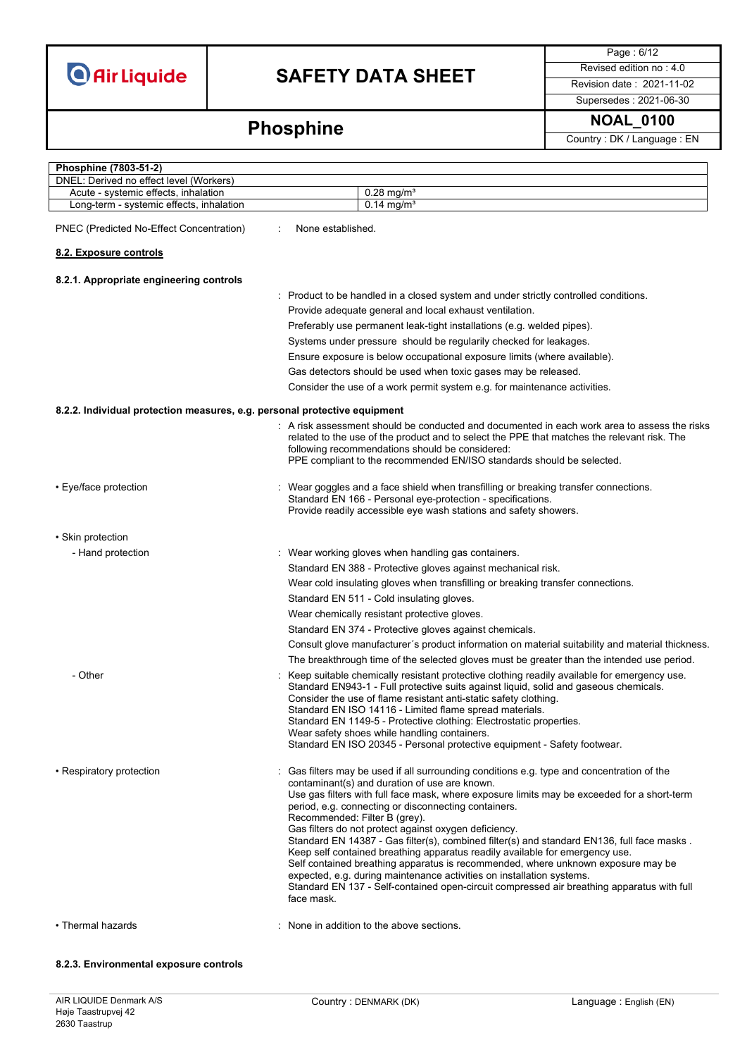| Phosphine (7803-51-2) | |
|---|---|
| DNEL: Derived no effect level (Workers) | |
| Acute - systemic effects, inhalation | 0.28 mg/m³ |
| Long-term - systemic effects, inhalation | 0.14 mg/m³ |

PNEC (Predicted No-Effect Concentration) : None established.

## 8.2. Exposure controls

### 8.2.1. Appropriate engineering controls

: Product to be handled in a closed system and under strictly controlled conditions.
Provide adequate general and local exhaust ventilation.
Preferably use permanent leak-tight installations (e.g. welded pipes).
Systems under pressure should be regularly checked for leakages.
Ensure exposure is below occupational exposure limits (where available).
Gas detectors should be used when toxic gases may be released.
Consider the use of a work permit system e.g. for maintenance activities.

### 8.2.2. Individual protection measures, e.g. personal protective equipment

: A risk assessment should be conducted and documented in each work area to assess the risks related to the use of the product and to select the PPE that matches the relevant risk. The following recommendations should be considered:
PPE compliant to the recommended EN/ISO standards should be selected.

- Eye/face protection : Wear goggles and a face shield when transfilling or breaking transfer connections.
Standard EN 166 - Personal eye-protection - specifications.
Provide readily accessible eye wash stations and safety showers.

- Skin protection
  - Hand protection : Wear working gloves when handling gas containers.
Standard EN 388 - Protective gloves against mechanical risk.
Wear cold insulating gloves when transfilling or breaking transfer connections.
Standard EN 511 - Cold insulating gloves.
Wear chemically resistant protective gloves.
Standard EN 374 - Protective gloves against chemicals.
Consult glove manufacturer´s product information on material suitability and material thickness.
The breakthrough time of the selected gloves must be greater than the intended use period.
  - Other : Keep suitable chemically resistant protective clothing readily available for emergency use.
Standard EN943-1 - Full protective suits against liquid, solid and gaseous chemicals.
Consider the use of flame resistant anti-static safety clothing.
Standard EN ISO 14116 - Limited flame spread materials.
Standard EN 1149-5 - Protective clothing: Electrostatic properties.
Wear safety shoes while handling containers.
Standard EN ISO 20345 - Personal protective equipment - Safety footwear.

- Respiratory protection : Gas filters may be used if all surrounding conditions e.g. type and concentration of the contaminant(s) and duration of use are known.
Use gas filters with full face mask, where exposure limits may be exceeded for a short-term period, e.g. connecting or disconnecting containers.
Recommended: Filter B (grey).
Gas filters do not protect against oxygen deficiency.
Standard EN 14387 - Gas filter(s), combined filter(s) and standard EN136, full face masks .
Keep self contained breathing apparatus readily available for emergency use.
Self contained breathing apparatus is recommended, where unknown exposure may be expected, e.g. during maintenance activities on installation systems.
Standard EN 137 - Self-contained open-circuit compressed air breathing apparatus with full face mask.

- Thermal hazards : None in addition to the above sections.

### 8.2.3. Environmental exposure controls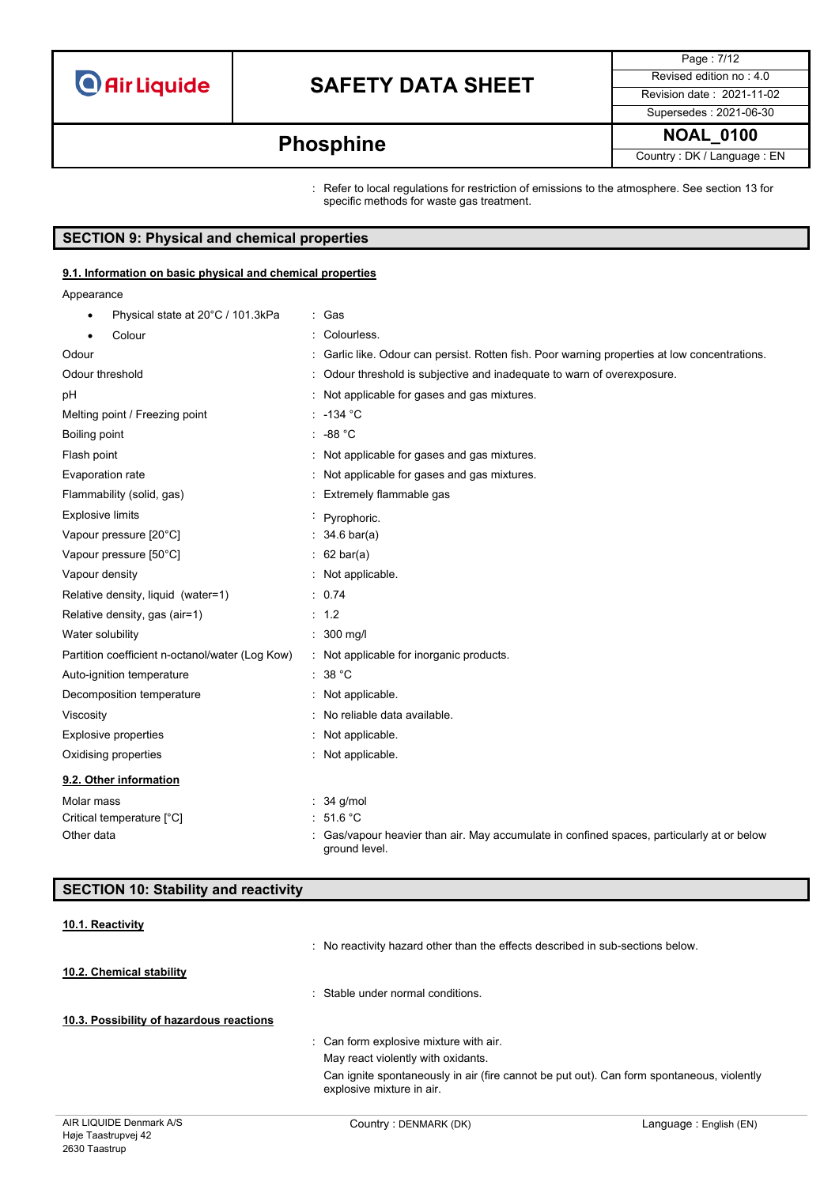: Refer to local regulations for restriction of emissions to the atmosphere. See section 13 for specific methods for waste gas treatment.

## SECTION 9: Physical and chemical properties

### 9.1. Information on basic physical and chemical properties

Appearance

| Property | Value |
|---|---|
| • Physical state at 20°C / 101.3kPa | : Gas |
| • Colour | : Colourless. |
| Odour | : Garlic like. Odour can persist. Rotten fish. Poor warning properties at low concentrations. |
| Odour threshold | : Odour threshold is subjective and inadequate to warn of overexposure. |
| pH | : Not applicable for gases and gas mixtures. |
| Melting point / Freezing point | : -134 °C |
| Boiling point | : -88 °C |
| Flash point | : Not applicable for gases and gas mixtures. |
| Evaporation rate | : Not applicable for gases and gas mixtures. |
| Flammability (solid, gas) | : Extremely flammable gas |
| Explosive limits | : Pyrophoric. |
| Vapour pressure [20°C] | : 34.6 bar(a) |
| Vapour pressure [50°C] | : 62 bar(a) |
| Vapour density | : Not applicable. |
| Relative density, liquid (water=1) | : 0.74 |
| Relative density, gas (air=1) | : 1.2 |
| Water solubility | : 300 mg/l |
| Partition coefficient n-octanol/water (Log Kow) | : Not applicable for inorganic products. |
| Auto-ignition temperature | : 38 °C |
| Decomposition temperature | : Not applicable. |
| Viscosity | : No reliable data available. |
| Explosive properties | : Not applicable. |
| Oxidising properties | : Not applicable. |

### 9.2. Other information

| Property | Value |
|---|---|
| Molar mass | : 34 g/mol |
| Critical temperature [°C] | : 51.6 °C |
| Other data | : Gas/vapour heavier than air. May accumulate in confined spaces, particularly at or below ground level. |

## SECTION 10: Stability and reactivity

### 10.1. Reactivity

: No reactivity hazard other than the effects described in sub-sections below.

### 10.2. Chemical stability

: Stable under normal conditions.

### 10.3. Possibility of hazardous reactions

: Can form explosive mixture with air.

May react violently with oxidants.

Can ignite spontaneously in air (fire cannot be put out). Can form spontaneous, violently explosive mixture in air.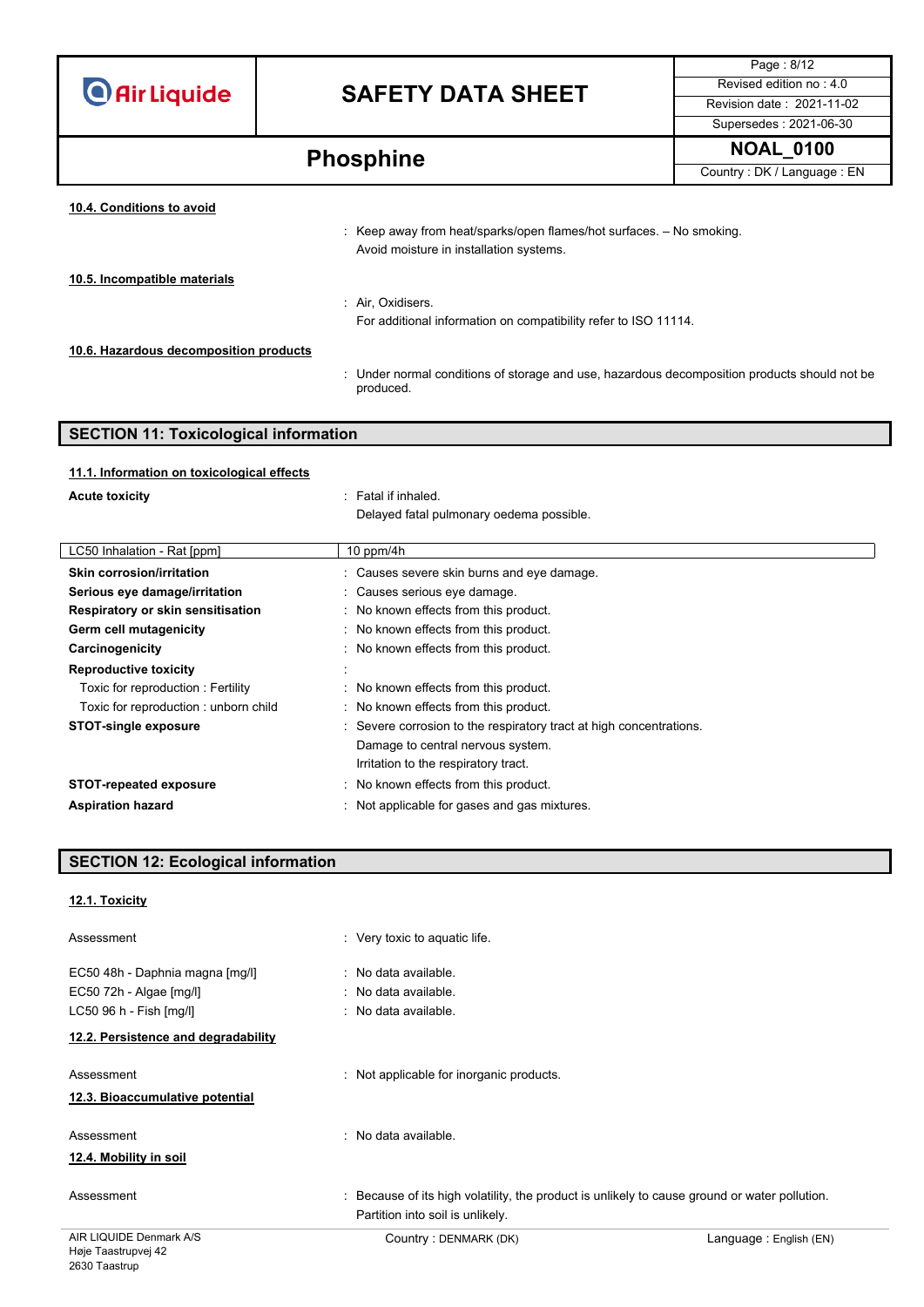#### 10.4. Conditions to avoid

: Keep away from heat/sparks/open flames/hot surfaces. – No smoking.
Avoid moisture in installation systems.

#### 10.5. Incompatible materials

: Air, Oxidisers.
For additional information on compatibility refer to ISO 11114.

#### 10.6. Hazardous decomposition products

: Under normal conditions of storage and use, hazardous decomposition products should not be produced.

## SECTION 11: Toxicological information

#### 11.1. Information on toxicological effects

**Acute toxicity** : Fatal if inhaled.
Delayed fatal pulmonary oedema possible.

| LC50 Inhalation - Rat [ppm] | 10 ppm/4h |
|---|---|

**Skin corrosion/irritation** : Causes severe skin burns and eye damage.
**Serious eye damage/irritation** : Causes serious eye damage.
**Respiratory or skin sensitisation** : No known effects from this product.
**Germ cell mutagenicity** : No known effects from this product.
**Carcinogenicity** : No known effects from this product.
**Reproductive toxicity** :
Toxic for reproduction : Fertility : No known effects from this product.
Toxic for reproduction : unborn child : No known effects from this product.
**STOT-single exposure** : Severe corrosion to the respiratory tract at high concentrations.
Damage to central nervous system.
Irritation to the respiratory tract.
**STOT-repeated exposure** : No known effects from this product.
**Aspiration hazard** : Not applicable for gases and gas mixtures.

## SECTION 12: Ecological information

#### 12.1. Toxicity

Assessment : Very toxic to aquatic life.

EC50 48h - Daphnia magna [mg/l] : No data available.
EC50 72h - Algae [mg/l] : No data available.
LC50 96 h - Fish [mg/l] : No data available.

#### 12.2. Persistence and degradability

Assessment : Not applicable for inorganic products.

#### 12.3. Bioaccumulative potential

Assessment : No data available.

#### 12.4. Mobility in soil

Assessment : Because of its high volatility, the product is unlikely to cause ground or water pollution.
Partition into soil is unlikely.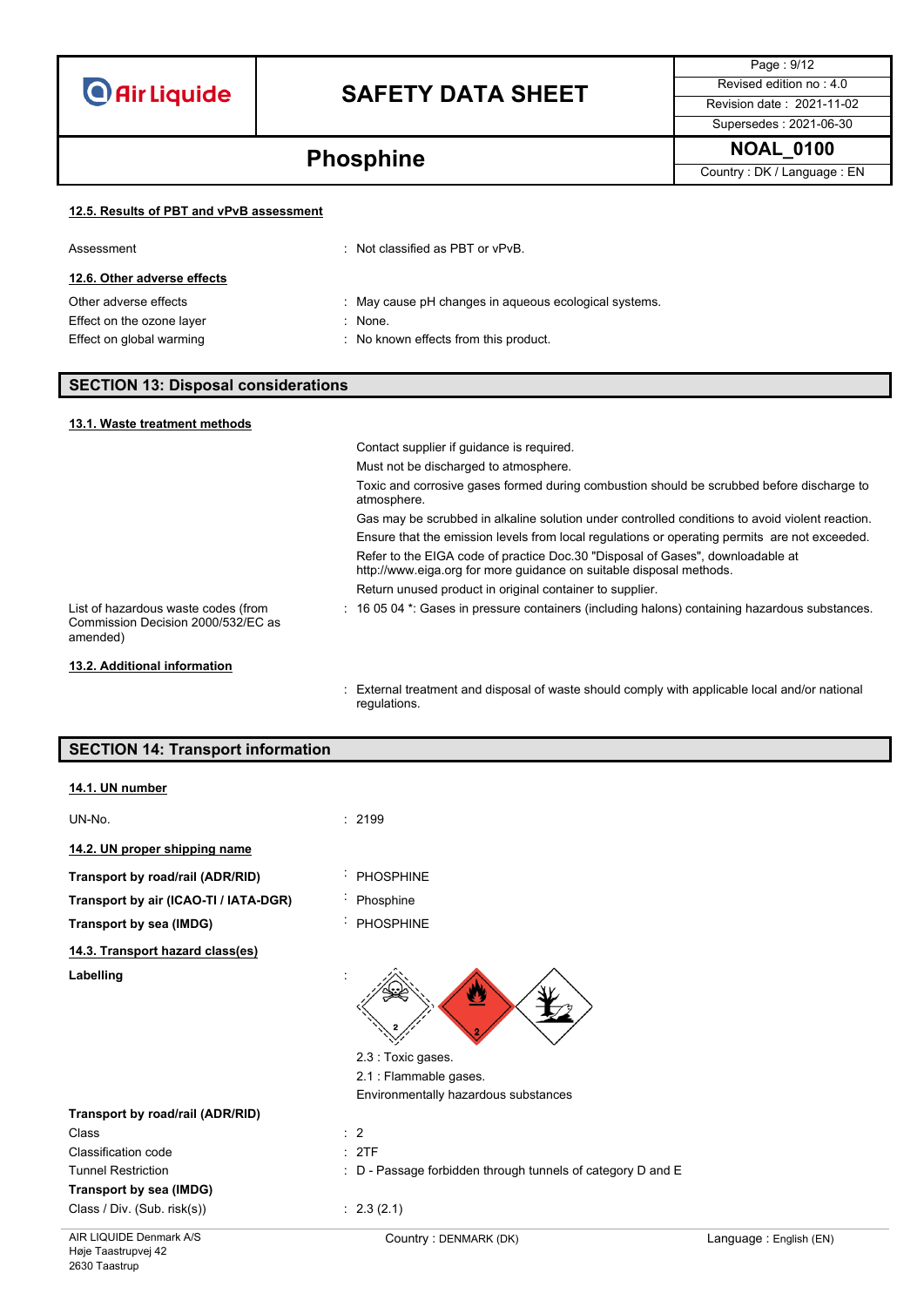#### 12.5. Results of PBT and vPvB assessment

Assessment : Not classified as PBT or vPvB.

#### 12.6. Other adverse effects

Other adverse effects : May cause pH changes in aqueous ecological systems.

Effect on the ozone layer : None.

Effect on global warming : No known effects from this product.

## SECTION 13: Disposal considerations

#### 13.1. Waste treatment methods

Contact supplier if guidance is required.

Must not be discharged to atmosphere.

Toxic and corrosive gases formed during combustion should be scrubbed before discharge to atmosphere.

Gas may be scrubbed in alkaline solution under controlled conditions to avoid violent reaction.

Ensure that the emission levels from local regulations or operating permits are not exceeded.

Refer to the EIGA code of practice Doc.30 "Disposal of Gases", downloadable at http://www.eiga.org for more guidance on suitable disposal methods.

Return unused product in original container to supplier.

List of hazardous waste codes (from Commission Decision 2000/532/EC as amended) : 16 05 04 *: Gases in pressure containers (including halons) containing hazardous substances.

#### 13.2. Additional information

: External treatment and disposal of waste should comply with applicable local and/or national regulations.

## SECTION 14: Transport information

#### 14.1. UN number

UN-No. : 2199

#### 14.2. UN proper shipping name

**Transport by road/rail (ADR/RID)** : PHOSPHINE

**Transport by air (ICAO-TI / IATA-DGR)** : Phosphine

**Transport by sea (IMDG)** : PHOSPHINE

#### 14.3. Transport hazard class(es)

**Labelling** :

2.3 : Toxic gases.

2.1 : Flammable gases.

Environmentally hazardous substances

**Transport by road/rail (ADR/RID)**

Class : 2

Classification code : 2TF

Tunnel Restriction : D - Passage forbidden through tunnels of category D and E

**Transport by sea (IMDG)**

Class / Div. (Sub. risk(s)) : 2.3 (2.1)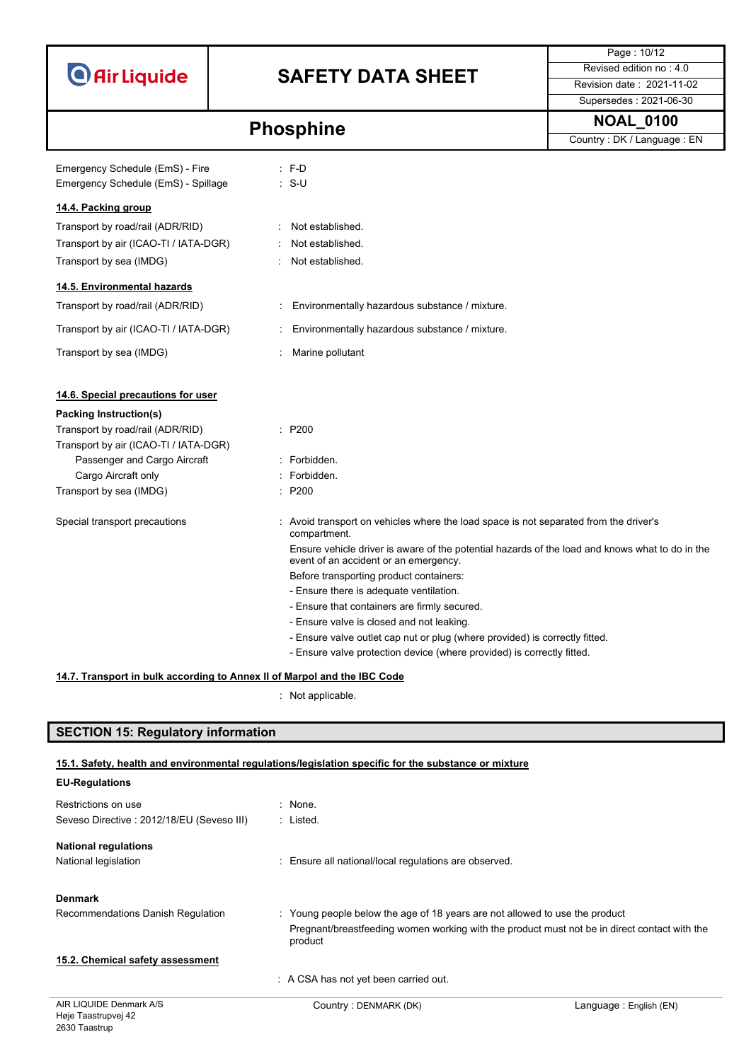Emergency Schedule (EmS) - Fire : F-D
Emergency Schedule (EmS) - Spillage : S-U

### 14.4. Packing group

| | |
|---|---|
| Transport by road/rail (ADR/RID) | : Not established. |
| Transport by air (ICAO-TI / IATA-DGR) | : Not established. |
| Transport by sea (IMDG) | : Not established. |

### 14.5. Environmental hazards

| | |
|---|---|
| Transport by road/rail (ADR/RID) | : Environmentally hazardous substance / mixture. |
| Transport by air (ICAO-TI / IATA-DGR) | : Environmentally hazardous substance / mixture. |
| Transport by sea (IMDG) | : Marine pollutant |

### 14.6. Special precautions for user

**Packing Instruction(s)**

| | |
|---|---|
| Transport by road/rail (ADR/RID) | : P200 |
| Transport by air (ICAO-TI / IATA-DGR) | |
| Passenger and Cargo Aircraft | : Forbidden. |
| Cargo Aircraft only | : Forbidden. |
| Transport by sea (IMDG) | : P200 |

Special transport precautions : Avoid transport on vehicles where the load space is not separated from the driver's compartment.

Ensure vehicle driver is aware of the potential hazards of the load and knows what to do in the event of an accident or an emergency.

Before transporting product containers:

- Ensure there is adequate ventilation.
- Ensure that containers are firmly secured.
- Ensure valve is closed and not leaking.
- Ensure valve outlet cap nut or plug (where provided) is correctly fitted.
- Ensure valve protection device (where provided) is correctly fitted.

### 14.7. Transport in bulk according to Annex II of Marpol and the IBC Code

: Not applicable.

## SECTION 15: Regulatory information

### 15.1. Safety, health and environmental regulations/legislation specific for the substance or mixture

**EU-Regulations**

| | |
|---|---|
| Restrictions on use | : None. |
| Seveso Directive : 2012/18/EU (Seveso III) | : Listed. |

**National regulations**

National legislation : Ensure all national/local regulations are observed.

**Denmark**

Recommendations Danish Regulation : Young people below the age of 18 years are not allowed to use the product

Pregnant/breastfeeding women working with the product must not be in direct contact with the product

### 15.2. Chemical safety assessment

: A CSA has not yet been carried out.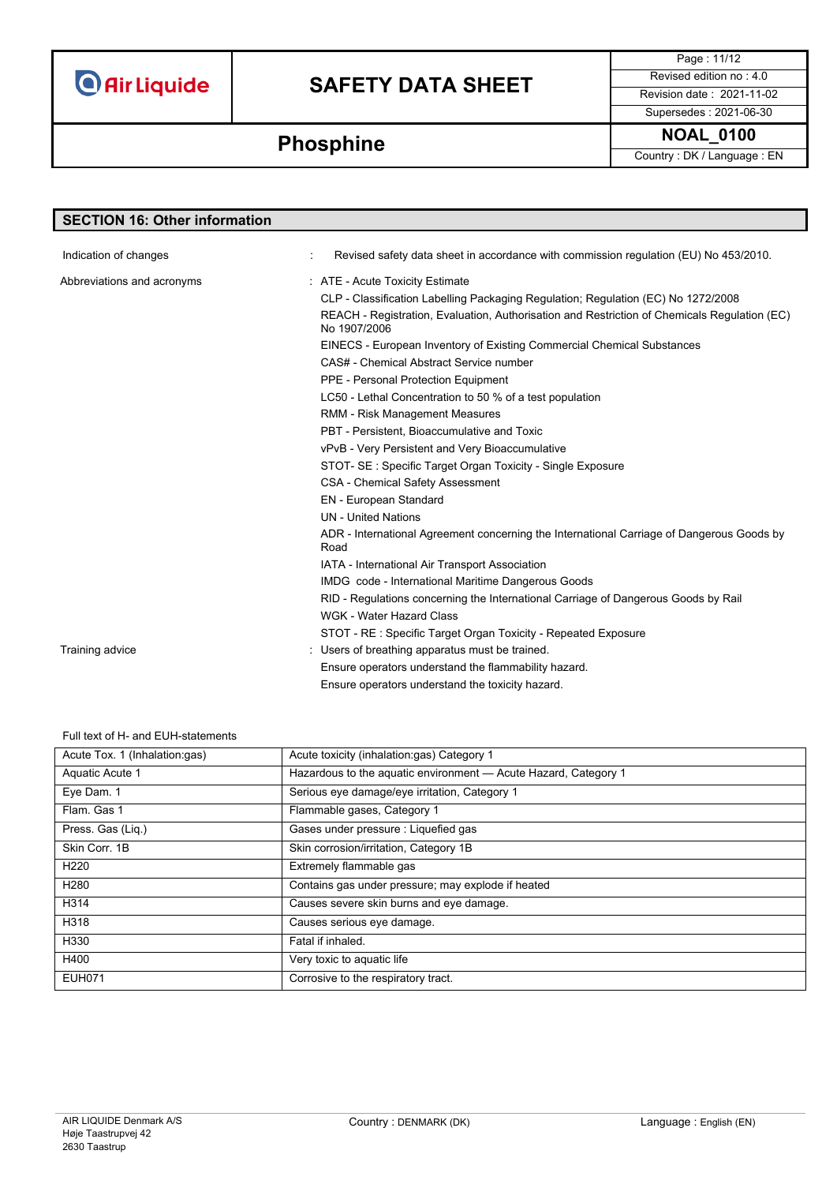## SECTION 16: Other information

| | |
|---|---|
| Indication of changes | : Revised safety data sheet in accordance with commission regulation (EU) No 453/2010. |
| Abbreviations and acronyms | : ATE - Acute Toxicity Estimate<br>CLP - Classification Labelling Packaging Regulation; Regulation (EC) No 1272/2008<br>REACH - Registration, Evaluation, Authorisation and Restriction of Chemicals Regulation (EC) No 1907/2006<br>EINECS - European Inventory of Existing Commercial Chemical Substances<br>CAS# - Chemical Abstract Service number<br>PPE - Personal Protection Equipment<br>LC50 - Lethal Concentration to 50 % of a test population<br>RMM - Risk Management Measures<br>PBT - Persistent, Bioaccumulative and Toxic<br>vPvB - Very Persistent and Very Bioaccumulative<br>STOT- SE : Specific Target Organ Toxicity - Single Exposure<br>CSA - Chemical Safety Assessment<br>EN - European Standard<br>UN - United Nations<br>ADR - International Agreement concerning the International Carriage of Dangerous Goods by Road<br>IATA - International Air Transport Association<br>IMDG code - International Maritime Dangerous Goods<br>RID - Regulations concerning the International Carriage of Dangerous Goods by Rail<br>WGK - Water Hazard Class<br>STOT - RE : Specific Target Organ Toxicity - Repeated Exposure |
| Training advice | : Users of breathing apparatus must be trained.<br>Ensure operators understand the flammability hazard.<br>Ensure operators understand the toxicity hazard. |

Full text of H- and EUH-statements

| | |
|---|---|
| Acute Tox. 1 (Inhalation:gas) | Acute toxicity (inhalation:gas) Category 1 |
| Aquatic Acute 1 | Hazardous to the aquatic environment — Acute Hazard, Category 1 |
| Eye Dam. 1 | Serious eye damage/eye irritation, Category 1 |
| Flam. Gas 1 | Flammable gases, Category 1 |
| Press. Gas (Liq.) | Gases under pressure : Liquefied gas |
| Skin Corr. 1B | Skin corrosion/irritation, Category 1B |
| H220 | Extremely flammable gas |
| H280 | Contains gas under pressure; may explode if heated |
| H314 | Causes severe skin burns and eye damage. |
| H318 | Causes serious eye damage. |
| H330 | Fatal if inhaled. |
| H400 | Very toxic to aquatic life |
| EUH071 | Corrosive to the respiratory tract. |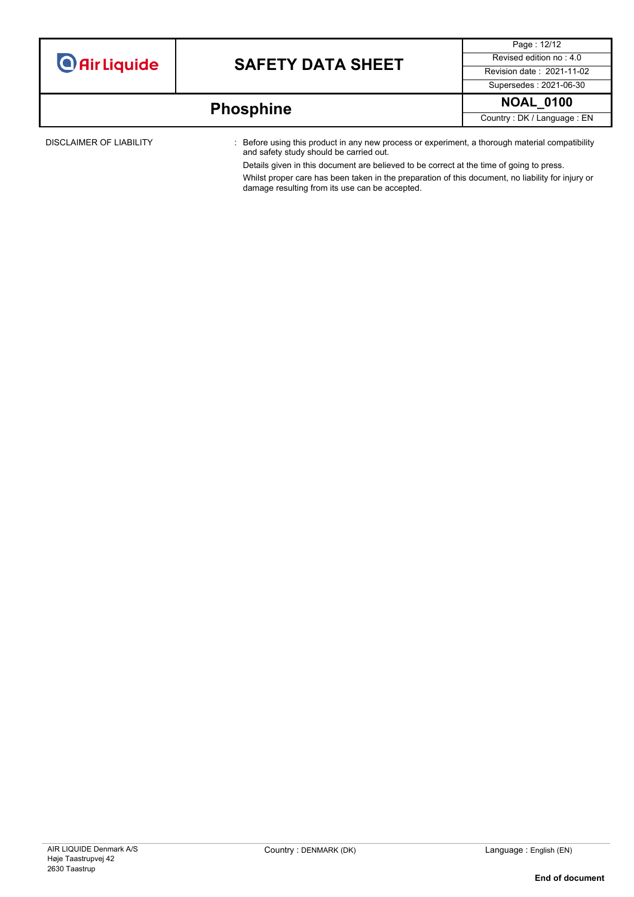DISCLAIMER OF LIABILITY : Before using this product in any new process or experiment, a thorough material compatibility and safety study should be carried out.

Details given in this document are believed to be correct at the time of going to press.

Whilst proper care has been taken in the preparation of this document, no liability for injury or damage resulting from its use can be accepted.

**End of document**